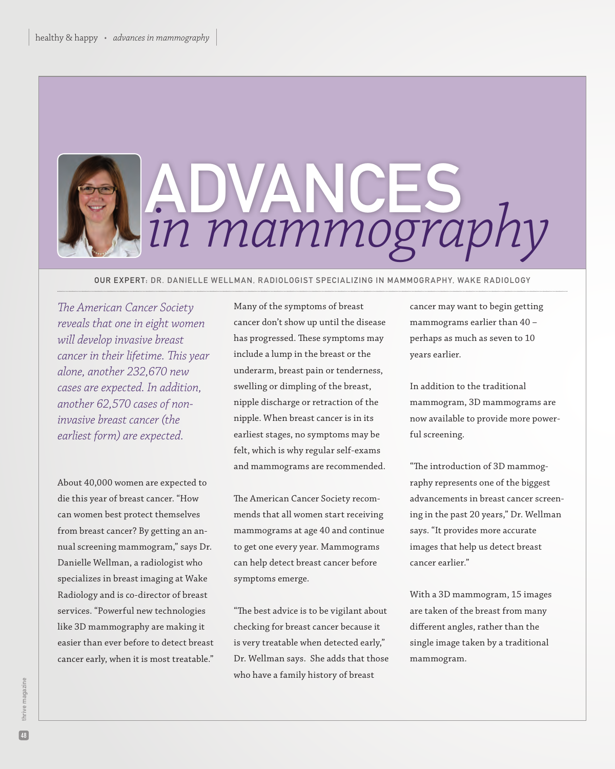# ADVANCES *in mammography*

**OUR EXPERT:** DR. DANIELLE WELLMAN, RADIOLOGIST SPECIALIZING IN MAMMOGRAPHY, WAKE RADIOLOGY

*The American Cancer Society reveals that one in eight women will develop invasive breast cancer in their lifetime. This year alone, another 232,670 new cases are expected. In addition, another 62,570 cases of non-invasive breast cancer (the earliest form) are expected.*

About 40,000 women are expected to die this year of breast cancer. "How can women best protect themselves from breast cancer? By getting an annual screening mammogram," says Dr. Danielle Wellman, a radiologist who specializes in breast imaging at Wake Radiology and is co-director of breast services. "Powerful new technologies like 3D mammography are making it easier than ever before to detect breast cancer early, when it is most treatable."

Many of the symptoms of breast cancer don't show up until the disease has progressed. These symptoms may include a lump in the breast or the underarm, breast pain or tenderness, swelling or dimpling of the breast, nipple discharge or retraction of the nipple. When breast cancer is in its earliest stages, no symptoms may be felt, which is why regular self-exams and mammograms are recommended.

The American Cancer Society recommends that all women start receiving mammograms at age 40 and continue to get one every year. Mammograms can help detect breast cancer before symptoms emerge.

"The best advice is to be vigilant about checking for breast cancer because it is very treatable when detected early," Dr. Wellman says. She adds that those who have a family history of breast cancer may want to begin getting mammograms earlier than 40 – perhaps as much as seven to 10 years earlier.

In addition to the traditional mammogram, 3D mammograms are now available to provide more powerful screening.

"The introduction of 3D mammography represents one of the biggest advancements in breast cancer screening in the past 20 years," Dr. Wellman says. "It provides more accurate images that help us detect breast cancer earlier."

With a 3D mammogram, 15 images are taken of the breast from many different angles, rather than the single image taken by a traditional mammogram.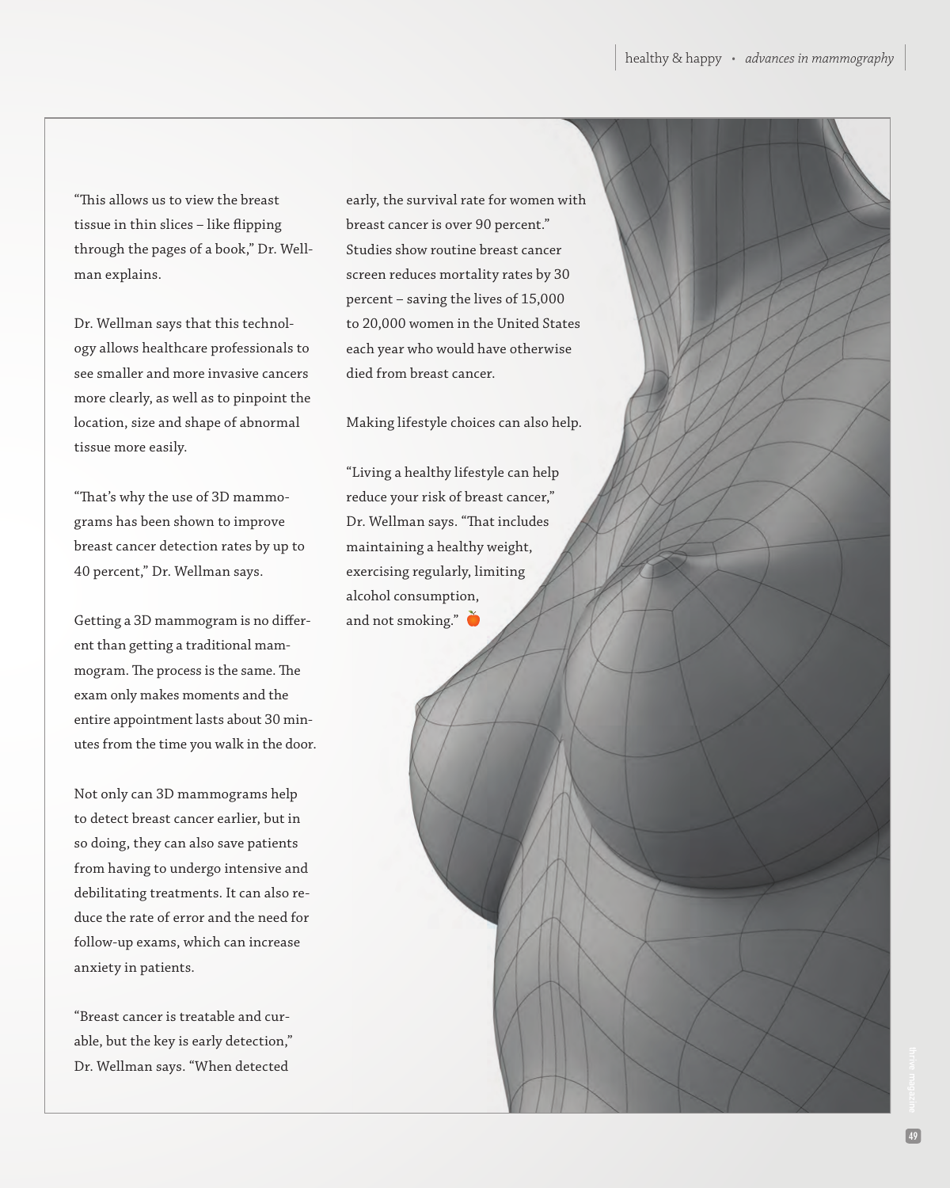"This allows us to view the breast tissue in thin slices – like flipping through the pages of a book," Dr. Wellman explains.

Dr. Wellman says that this technology allows healthcare professionals to see smaller and more invasive cancers more clearly, as well as to pinpoint the location, size and shape of abnormal tissue more easily.

"That's why the use of 3D mammograms has been shown to improve breast cancer detection rates by up to 40 percent," Dr. Wellman says.

Getting a 3D mammogram is no different than getting a traditional mammogram. The process is the same. The exam only makes moments and the entire appointment lasts about 30 minutes from the time you walk in the door.

Not only can 3D mammograms help to detect breast cancer earlier, but in so doing, they can also save patients from having to undergo intensive and debilitating treatments. It can also reduce the rate of error and the need for follow-up exams, which can increase anxiety in patients.

"Breast cancer is treatable and curable, but the key is early detection," Dr. Wellman says. "When detected early, the survival rate for women with breast cancer is over 90 percent." Studies show routine breast cancer screen reduces mortality rates by 30 percent – saving the lives of 15,000 to 20,000 women in the United States each year who would have otherwise died from breast cancer.

Making lifestyle choices can also help.

"Living a healthy lifestyle can help reduce your risk of breast cancer," Dr. Wellman says. "That includes maintaining a healthy weight, exercising regularly, limiting alcohol consumption, and not smoking."